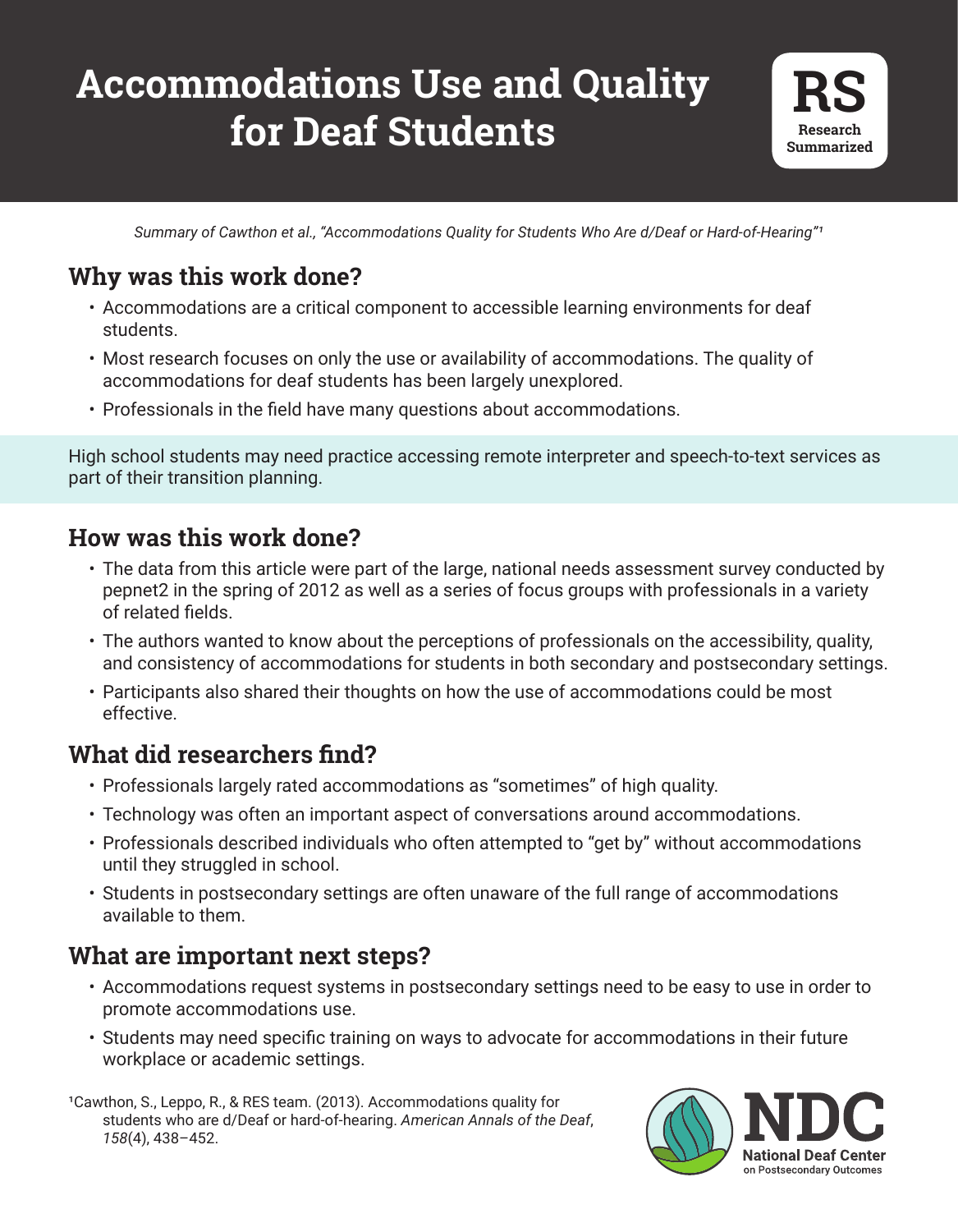# Accommodations Use and Quality for Deaf Students

**RS**
**Research Summarized**

*Summary of Cawthon et al., "Accommodations Quality for Students Who Are d/Deaf or Hard-of-Hearing"*[1]

## Why was this work done?

- Accommodations are a critical component to accessible learning environments for deaf students.
- Most research focuses on only the use or availability of accommodations. The quality of accommodations for deaf students has been largely unexplored.
- Professionals in the field have many questions about accommodations.

High school students may need practice accessing remote interpreter and speech-to-text services as part of their transition planning.

## How was this work done?

- The data from this article were part of the large, national needs assessment survey conducted by pepnet2 in the spring of 2012 as well as a series of focus groups with professionals in a variety of related fields.
- The authors wanted to know about the perceptions of professionals on the accessibility, quality, and consistency of accommodations for students in both secondary and postsecondary settings.
- Participants also shared their thoughts on how the use of accommodations could be most effective.

## What did researchers find?

- Professionals largely rated accommodations as "sometimes" of high quality.
- Technology was often an important aspect of conversations around accommodations.
- Professionals described individuals who often attempted to "get by" without accommodations until they struggled in school.
- Students in postsecondary settings are often unaware of the full range of accommodations available to them.

## What are important next steps?

- Accommodations request systems in postsecondary settings need to be easy to use in order to promote accommodations use.
- Students may need specific training on ways to advocate for accommodations in their future workplace or academic settings.

[1]Cawthon, S., Leppo, R., & RES team. (2013). Accommodations quality for students who are d/Deaf or hard-of-hearing. *American Annals of the Deaf*, *158*(4), 438–452.

**NDC**
National Deaf Center on Postsecondary Outcomes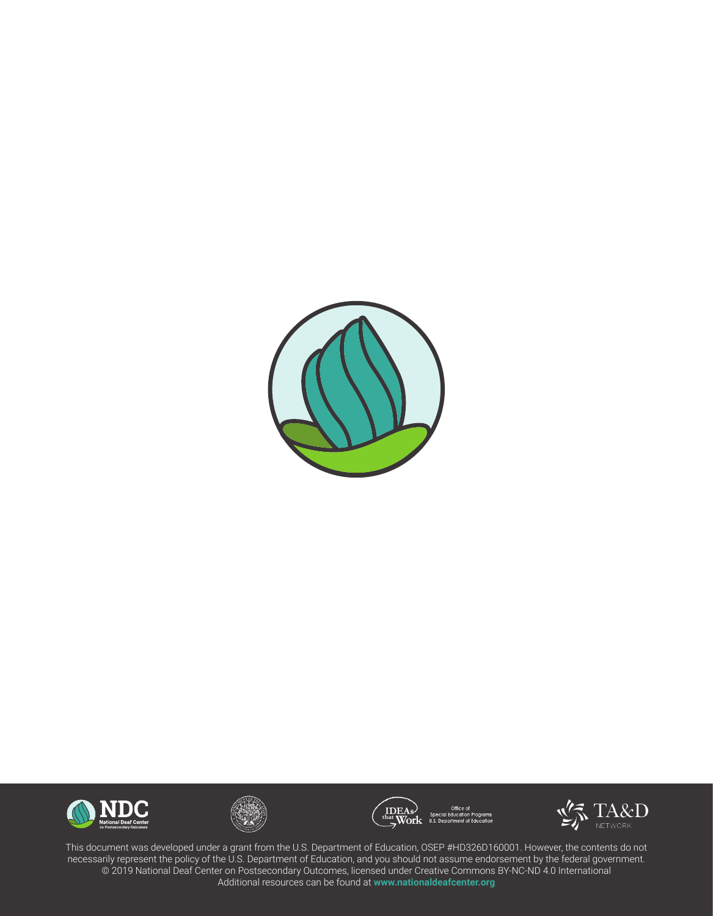This document was developed under a grant from the U.S. Department of Education, OSEP #HD326D160001. However, the contents do not necessarily represent the policy of the U.S. Department of Education, and you should not assume endorsement by the federal government. © 2019 National Deaf Center on Postsecondary Outcomes, licensed under Creative Commons BY-NC-ND 4.0 International
Additional resources can be found at **www.nationaldeafcenter.org**